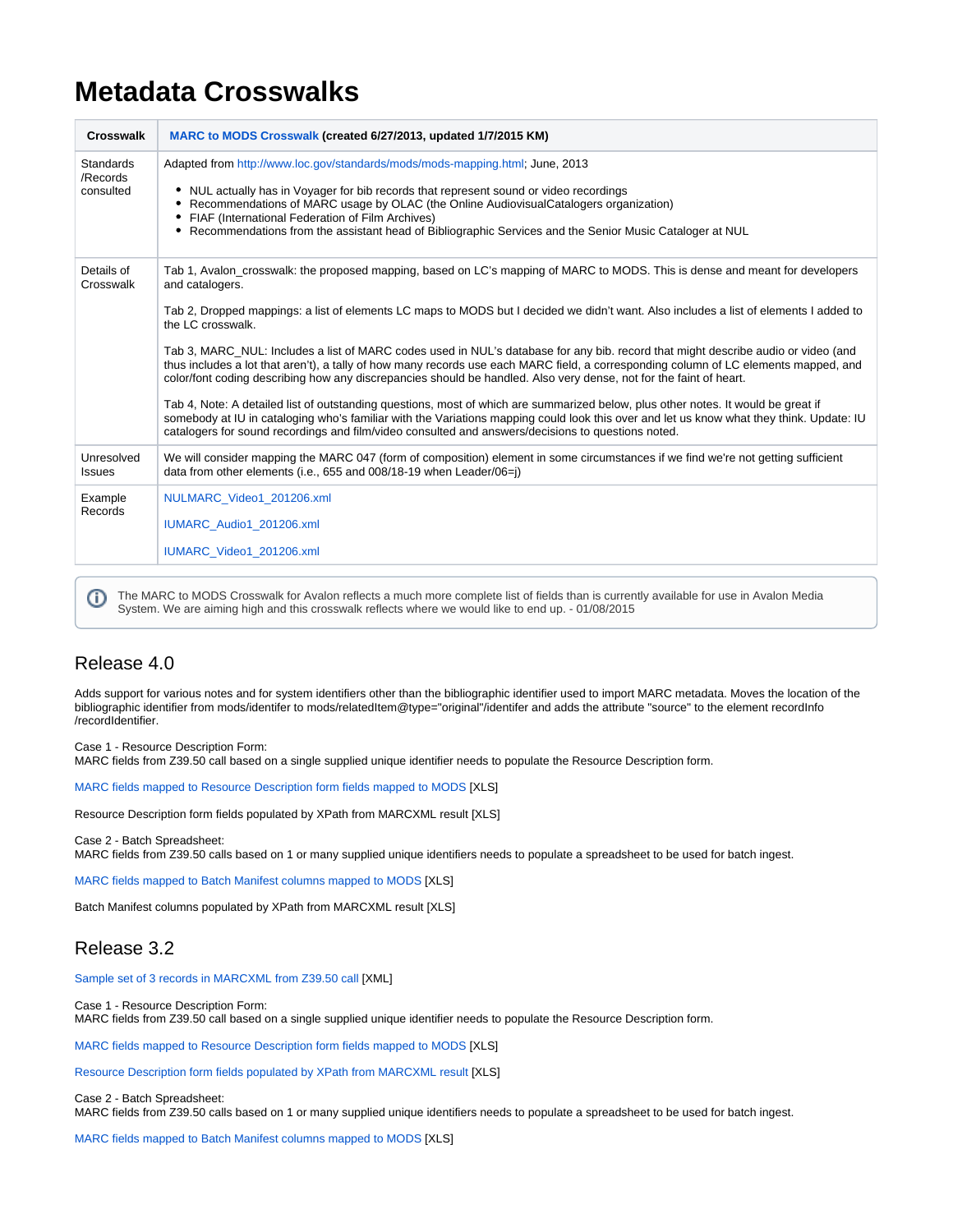# Metadata Crosswalks

| Crosswalk | **MARC to MODS Crosswalk (created 6/27/2013, updated 1/7/2015 KM)** |
|---|---|
| Standards /Records consulted | Adapted from http://www.loc.gov/standards/mods/mods-mapping.html; June, 2013<br>• NUL actually has in Voyager for bib records that represent sound or video recordings<br>• Recommendations of MARC usage by OLAC (the Online AudiovisualCatalogers organization)<br>• FIAF (International Federation of Film Archives)<br>• Recommendations from the assistant head of Bibliographic Services and the Senior Music Cataloger at NUL |
| Details of Crosswalk | Tab 1, Avalon_crosswalk: the proposed mapping, based on LC's mapping of MARC to MODS. This is dense and meant for developers and catalogers.<br><br>Tab 2, Dropped mappings: a list of elements LC maps to MODS but I decided we didn't want. Also includes a list of elements I added to the LC crosswalk.<br><br>Tab 3, MARC_NUL: Includes a list of MARC codes used in NUL's database for any bib. record that might describe audio or video (and thus includes a lot that aren't), a tally of how many records use each MARC field, a corresponding column of LC elements mapped, and color/font coding describing how any discrepancies should be handled. Also very dense, not for the faint of heart.<br><br>Tab 4, Note: A detailed list of outstanding questions, most of which are summarized below, plus other notes. It would be great if somebody at IU in cataloging who's familiar with the Variations mapping could look this over and let us know what they think. Update: IU catalogers for sound recordings and film/video consulted and answers/decisions to questions noted. |
| Unresolved Issues | We will consider mapping the MARC 047 (form of composition) element in some circumstances if we find we're not getting sufficient data from other elements (i.e., 655 and 008/18-19 when Leader/06=j) |
| Example Records | NULMARC_Video1_201206.xml<br><br>IUMARC_Audio1_201206.xml<br><br>IUMARC_Video1_201206.xml |

The MARC to MODS Crosswalk for Avalon reflects a much more complete list of fields than is currently available for use in Avalon Media System. We are aiming high and this crosswalk reflects where we would like to end up. - 01/08/2015

## Release 4.0

Adds support for various notes and for system identifiers other than the bibliographic identifier used to import MARC metadata. Moves the location of the bibliographic identifier from mods/identifer to mods/relatedItem@type="original"/identifer and adds the attribute "source" to the element recordInfo /recordIdentifier.

Case 1 - Resource Description Form:
MARC fields from Z39.50 call based on a single supplied unique identifier needs to populate the Resource Description form.

MARC fields mapped to Resource Description form fields mapped to MODS [XLS]

Resource Description form fields populated by XPath from MARCXML result [XLS]

Case 2 - Batch Spreadsheet:
MARC fields from Z39.50 calls based on 1 or many supplied unique identifiers needs to populate a spreadsheet to be used for batch ingest.

MARC fields mapped to Batch Manifest columns mapped to MODS [XLS]

Batch Manifest columns populated by XPath from MARCXML result [XLS]

## Release 3.2

Sample set of 3 records in MARCXML from Z39.50 call [XML]

Case 1 - Resource Description Form:
MARC fields from Z39.50 call based on a single supplied unique identifier needs to populate the Resource Description form.

MARC fields mapped to Resource Description form fields mapped to MODS [XLS]

Resource Description form fields populated by XPath from MARCXML result [XLS]

Case 2 - Batch Spreadsheet:
MARC fields from Z39.50 calls based on 1 or many supplied unique identifiers needs to populate a spreadsheet to be used for batch ingest.

MARC fields mapped to Batch Manifest columns mapped to MODS [XLS]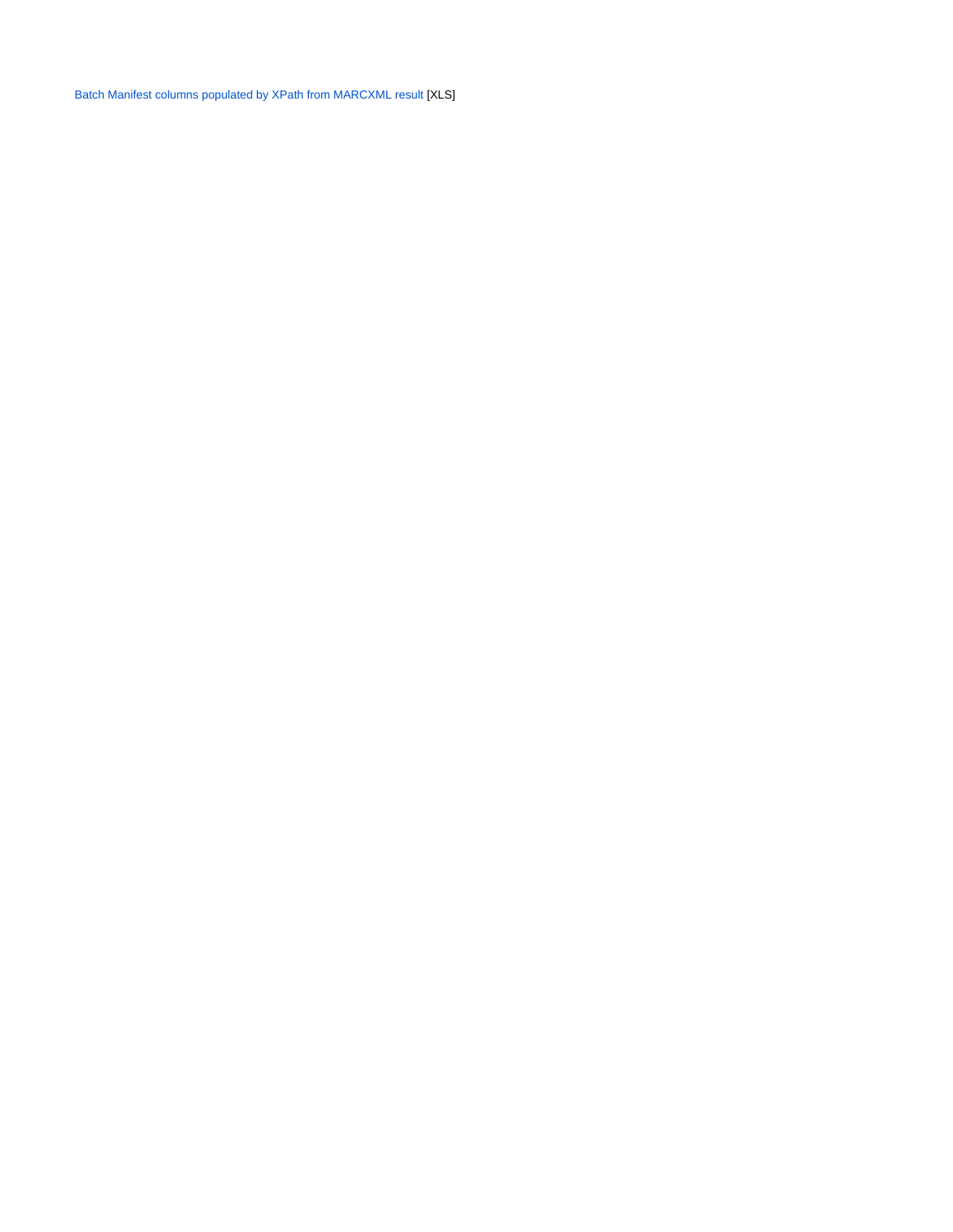Batch Manifest columns populated by XPath from MARCXML result [XLS]